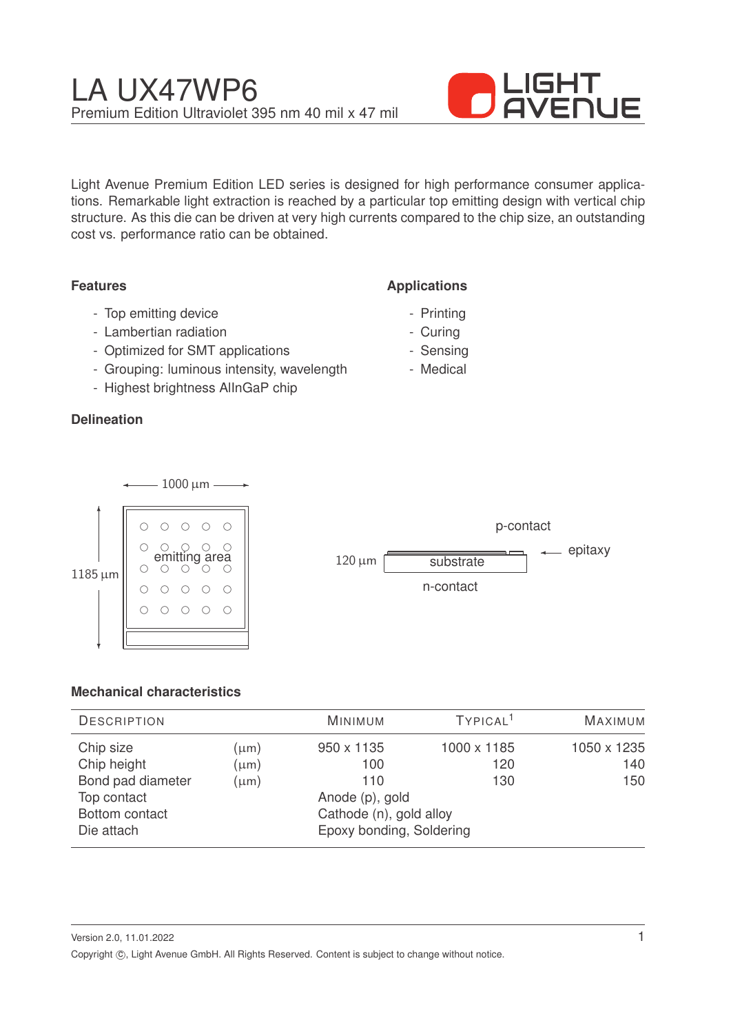# LA UX47WP6

Premium Edition Ultraviolet 395 nm 40 mil x 47 mil

Light Avenue Premium Edition LED series is designed for high performance consumer applications. Remarkable light extraction is reached by a particular top emitting design with vertical chip structure. As this die can be driven at very high currents compared to the chip size, an outstanding cost vs. performance ratio can be obtained.

### Features

- Top emitting device
- Lambertian radiation
- Optimized for SMT applications
- Grouping: luminous intensity, wavelength
- Highest brightness AlInGaP chip

### Applications

- Printing
- Curing
- Sensing
- Medical

### Delineation

1000 µm

1185 µm

emitting area

120 µm

p-contact

substrate

epitaxy

n-contact

### Mechanical characteristics

| Description | | Minimum | Typical[1] | Maximum |
|---|---|---|---|---|
| Chip size | (µm) | 950 x 1135 | 1000 x 1185 | 1050 x 1235 |
| Chip height | (µm) | 100 | 120 | 140 |
| Bond pad diameter | (µm) | 110 | 130 | 150 |
| Top contact | | Anode (p), gold | | |
| Bottom contact | | Cathode (n), gold alloy | | |
| Die attach | | Epoxy bonding, Soldering | | |

Version 2.0, 11.01.2022

Copyright ©, Light Avenue GmbH. All Rights Reserved. Content is subject to change without notice.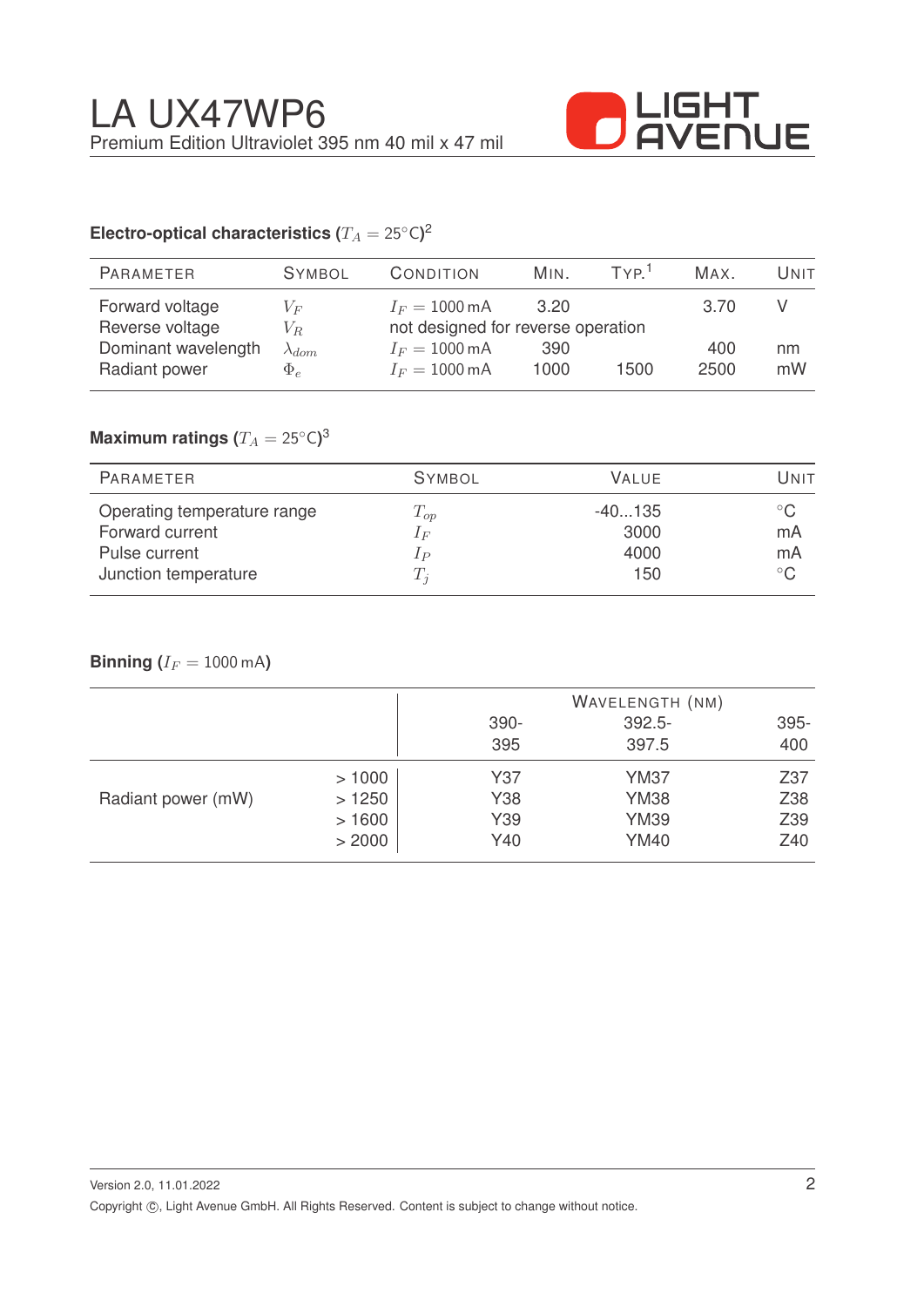# LA UX47WP6

Premium Edition Ultraviolet 395 nm 40 mil x 47 mil

### Electro-optical characteristics ($T_A = 25°C$)[2]

| Parameter | Symbol | Condition | Min. | Typ.[1] | Max. | Unit |
|---|---|---|---|---|---|---|
| Forward voltage | $V_F$ | $I_F = 1000\,mA$ | 3.20 | | 3.70 | V |
| Reverse voltage | $V_R$ | not designed for reverse operation | | | | |
| Dominant wavelength | $\lambda_{dom}$ | $I_F = 1000\,mA$ | 390 | | 400 | nm |
| Radiant power | $\Phi_e$ | $I_F = 1000\,mA$ | 1000 | 1500 | 2500 | mW |

### Maximum ratings ($T_A = 25°C$)[3]

| Parameter | Symbol | Value | Unit |
|---|---|---|---|
| Operating temperature range | $T_{op}$ | -40...135 | °C |
| Forward current | $I_F$ | 3000 | mA |
| Pulse current | $I_P$ | 4000 | mA |
| Junction temperature | $T_j$ | 150 | °C |

### Binning ($I_F = 1000\,mA$)

| | | Wavelength (nm) | | |
|---|---|---|---|---|
| | | 390-395 | 392.5-397.5 | 395-400 |
| Radiant power (mW) | > 1000 | Y37 | YM37 | Z37 |
| | > 1250 | Y38 | YM38 | Z38 |
| | > 1600 | Y39 | YM39 | Z39 |
| | > 2000 | Y40 | YM40 | Z40 |

Version 2.0, 11.01.2022

Copyright ©, Light Avenue GmbH. All Rights Reserved. Content is subject to change without notice.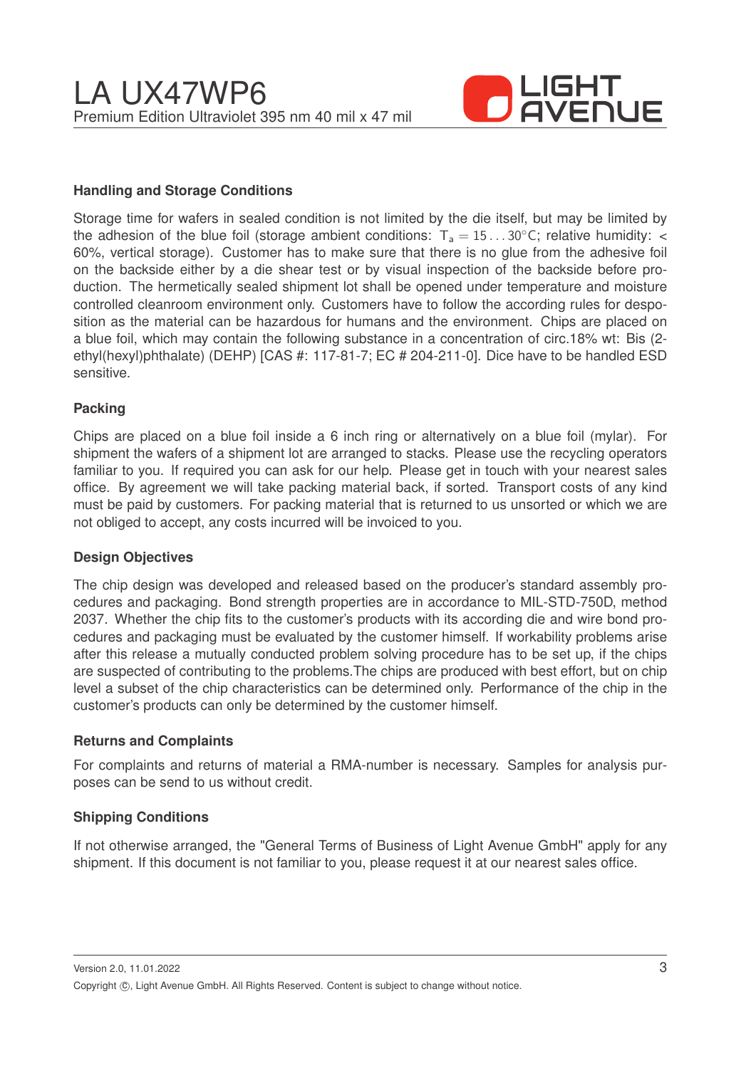## Handling and Storage Conditions

Storage time for wafers in sealed condition is not limited by the die itself, but may be limited by the adhesion of the blue foil (storage ambient conditions: $T_a = 15 \ldots 30°C$; relative humidity: < 60%, vertical storage). Customer has to make sure that there is no glue from the adhesive foil on the backside either by a die shear test or by visual inspection of the backside before production. The hermetically sealed shipment lot shall be opened under temperature and moisture controlled cleanroom environment only. Customers have to follow the according rules for desposition as the material can be hazardous for humans and the environment. Chips are placed on a blue foil, which may contain the following substance in a concentration of circ.18% wt: Bis (2-ethyl(hexyl)phthalate) (DEHP) [CAS #: 117-81-7; EC # 204-211-0]. Dice have to be handled ESD sensitive.

## Packing

Chips are placed on a blue foil inside a 6 inch ring or alternatively on a blue foil (mylar). For shipment the wafers of a shipment lot are arranged to stacks. Please use the recycling operators familiar to you. If required you can ask for our help. Please get in touch with your nearest sales office. By agreement we will take packing material back, if sorted. Transport costs of any kind must be paid by customers. For packing material that is returned to us unsorted or which we are not obliged to accept, any costs incurred will be invoiced to you.

## Design Objectives

The chip design was developed and released based on the producer's standard assembly procedures and packaging. Bond strength properties are in accordance to MIL-STD-750D, method 2037. Whether the chip fits to the customer's products with its according die and wire bond procedures and packaging must be evaluated by the customer himself. If workability problems arise after this release a mutually conducted problem solving procedure has to be set up, if the chips are suspected of contributing to the problems.The chips are produced with best effort, but on chip level a subset of the chip characteristics can be determined only. Performance of the chip in the customer's products can only be determined by the customer himself.

## Returns and Complaints

For complaints and returns of material a RMA-number is necessary. Samples for analysis purposes can be send to us without credit.

## Shipping Conditions

If not otherwise arranged, the "General Terms of Business of Light Avenue GmbH" apply for any shipment. If this document is not familiar to you, please request it at our nearest sales office.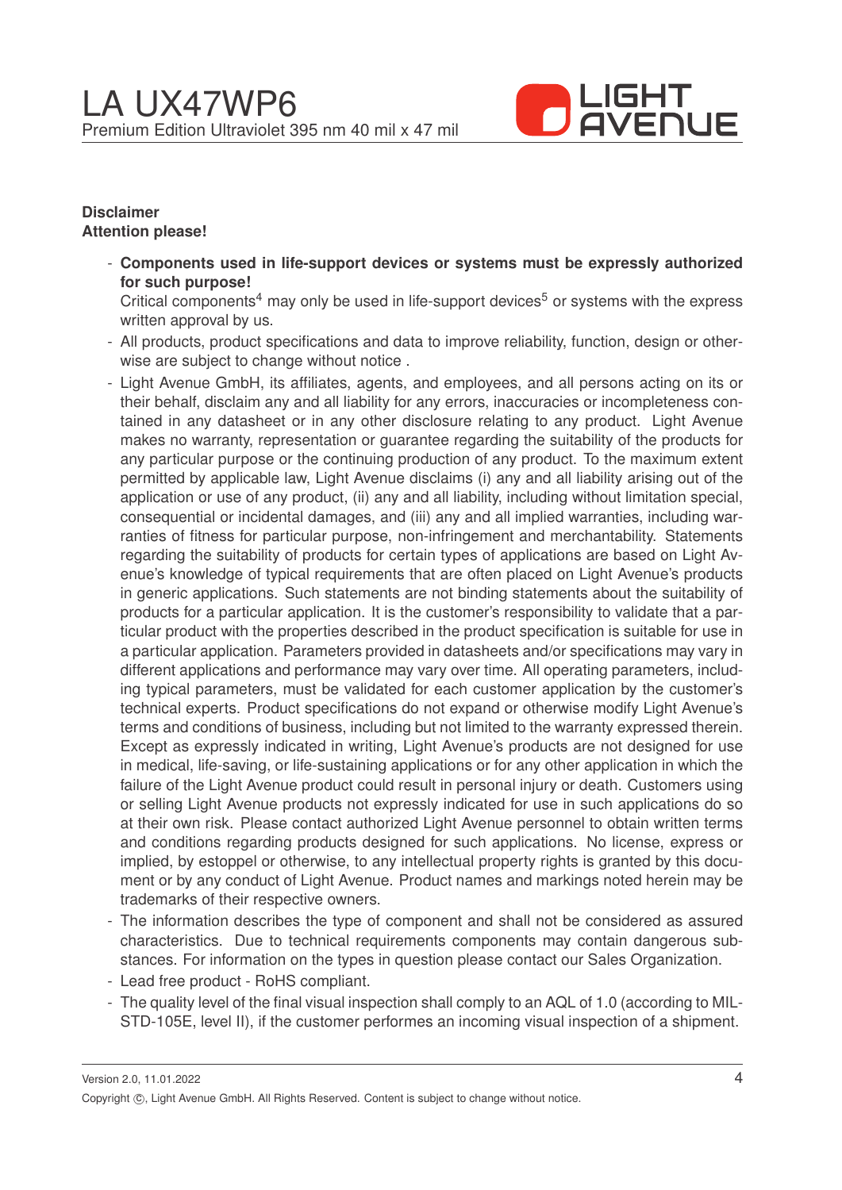**Disclaimer**
**Attention please!**

- **Components used in life-support devices or systems must be expressly authorized for such purpose!**
  Critical components[4] may only be used in life-support devices[5] or systems with the express written approval by us.
- All products, product specifications and data to improve reliability, function, design or otherwise are subject to change without notice .
- Light Avenue GmbH, its affiliates, agents, and employees, and all persons acting on its or their behalf, disclaim any and all liability for any errors, inaccuracies or incompleteness contained in any datasheet or in any other disclosure relating to any product. Light Avenue makes no warranty, representation or guarantee regarding the suitability of the products for any particular purpose or the continuing production of any product. To the maximum extent permitted by applicable law, Light Avenue disclaims (i) any and all liability arising out of the application or use of any product, (ii) any and all liability, including without limitation special, consequential or incidental damages, and (iii) any and all implied warranties, including warranties of fitness for particular purpose, non-infringement and merchantability. Statements regarding the suitability of products for certain types of applications are based on Light Avenue's knowledge of typical requirements that are often placed on Light Avenue's products in generic applications. Such statements are not binding statements about the suitability of products for a particular application. It is the customer's responsibility to validate that a particular product with the properties described in the product specification is suitable for use in a particular application. Parameters provided in datasheets and/or specifications may vary in different applications and performance may vary over time. All operating parameters, including typical parameters, must be validated for each customer application by the customer's technical experts. Product specifications do not expand or otherwise modify Light Avenue's terms and conditions of business, including but not limited to the warranty expressed therein. Except as expressly indicated in writing, Light Avenue's products are not designed for use in medical, life-saving, or life-sustaining applications or for any other application in which the failure of the Light Avenue product could result in personal injury or death. Customers using or selling Light Avenue products not expressly indicated for use in such applications do so at their own risk. Please contact authorized Light Avenue personnel to obtain written terms and conditions regarding products designed for such applications. No license, express or implied, by estoppel or otherwise, to any intellectual property rights is granted by this document or by any conduct of Light Avenue. Product names and markings noted herein may be trademarks of their respective owners.
- The information describes the type of component and shall not be considered as assured characteristics. Due to technical requirements components may contain dangerous substances. For information on the types in question please contact our Sales Organization.
- Lead free product - RoHS compliant.
- The quality level of the final visual inspection shall comply to an AQL of 1.0 (according to MIL-STD-105E, level II), if the customer performes an incoming visual inspection of a shipment.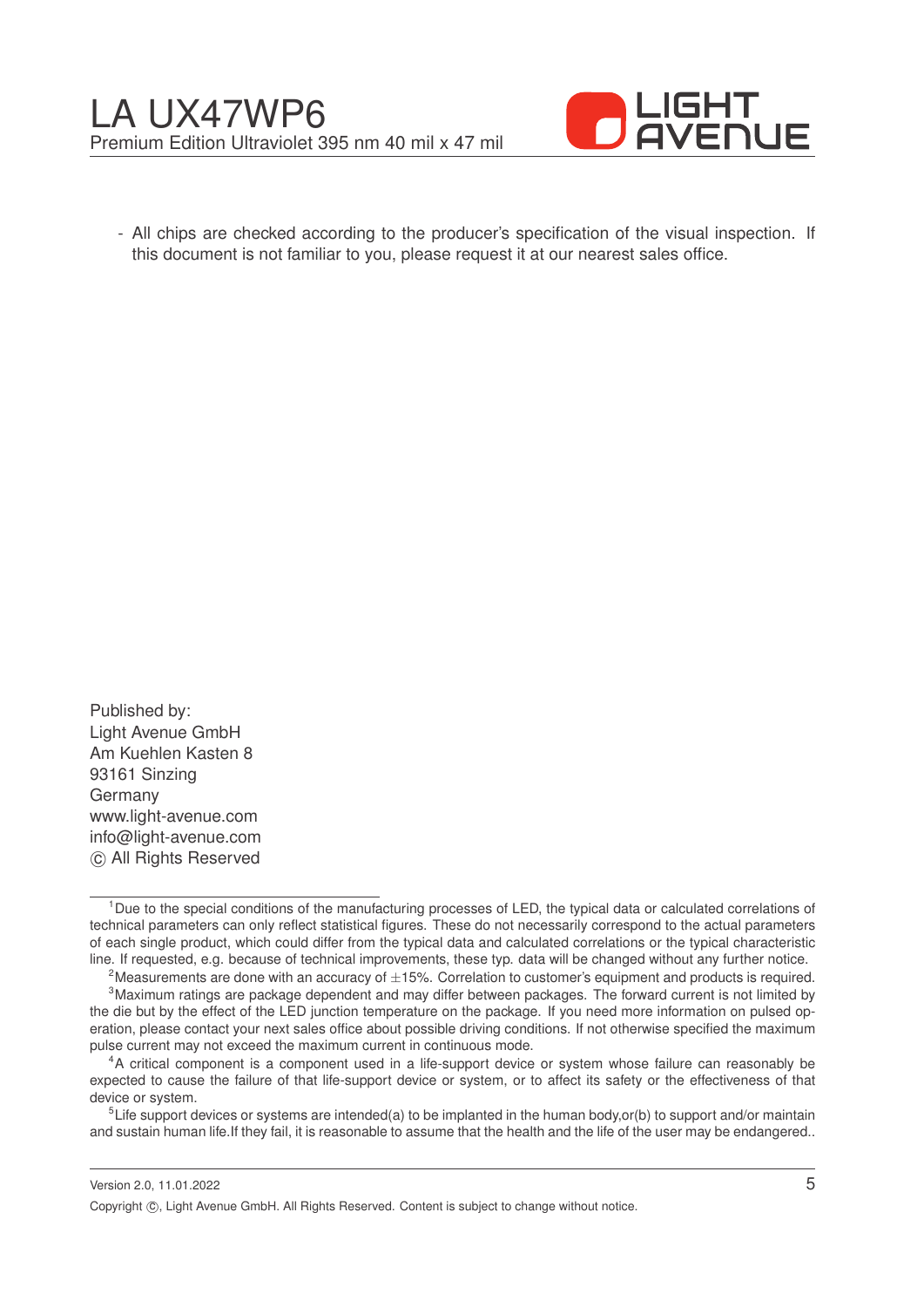- All chips are checked according to the producer's specification of the visual inspection. If this document is not familiar to you, please request it at our nearest sales office.

Published by:
Light Avenue GmbH
Am Kuehlen Kasten 8
93161 Sinzing
Germany
www.light-avenue.com
info@light-avenue.com
© All Rights Reserved

[1] Due to the special conditions of the manufacturing processes of LED, the typical data or calculated correlations of technical parameters can only reflect statistical figures. These do not necessarily correspond to the actual parameters of each single product, which could differ from the typical data and calculated correlations or the typical characteristic line. If requested, e.g. because of technical improvements, these typ. data will be changed without any further notice.

[2] Measurements are done with an accuracy of $\pm 15\%$. Correlation to customer's equipment and products is required.

[3] Maximum ratings are package dependent and may differ between packages. The forward current is not limited by the die but by the effect of the LED junction temperature on the package. If you need more information on pulsed operation, please contact your next sales office about possible driving conditions. If not otherwise specified the maximum pulse current may not exceed the maximum current in continuous mode.

[4] A critical component is a component used in a life-support device or system whose failure can reasonably be expected to cause the failure of that life-support device or system, or to affect its safety or the effectiveness of that device or system.

[5] Life support devices or systems are intended(a) to be implanted in the human body,or(b) to support and/or maintain and sustain human life.If they fail, it is reasonable to assume that the health and the life of the user may be endangered..

Version 2.0, 11.01.2022

Copyright ©, Light Avenue GmbH. All Rights Reserved. Content is subject to change without notice.